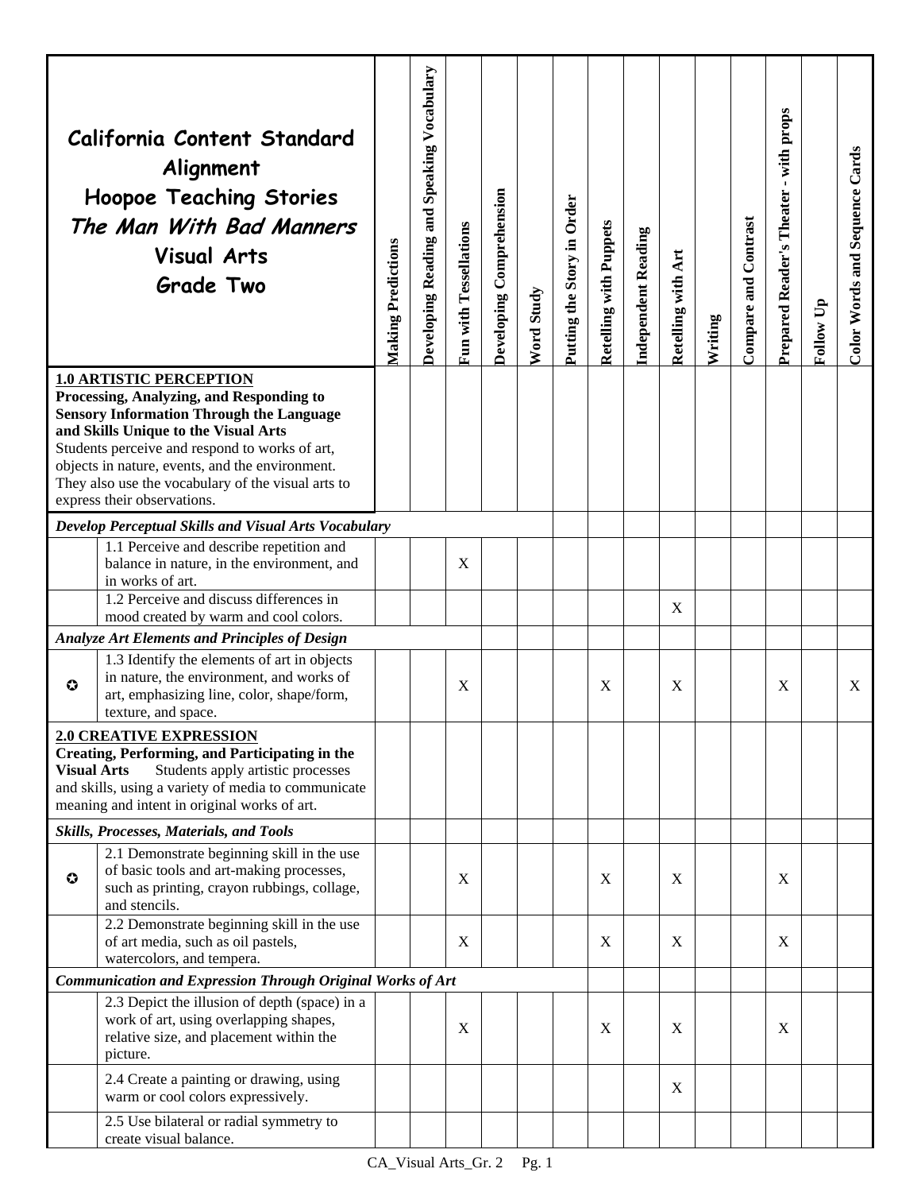| California Content Standard Alignment<br>Hoopoe Teaching Stories<br>*The Man With Bad Manners*<br>Visual Arts<br>Grade Two | | Making Predictions | Developing Reading and Speaking Vocabulary | Fun with Tessellations | Developing Comprehension | Word Study | Putting the Story in Order | Retelling with Puppets | Independent Reading | Retelling with Art | Writing | Compare and Contrast | Prepared Reader's Theater - with props | Follow Up | Color Words and Sequence Cards |
|---|---|---|---|---|---|---|---|---|---|---|---|---|---|---|---|
| **1.0 ARTISTIC PERCEPTION** **Processing, Analyzing, and Responding to Sensory Information Through the Language and Skills Unique to the Visual Arts** Students perceive and respond to works of art, objects in nature, events, and the environment. They also use the vocabulary of the visual arts to express their observations. | | | | | | | | | | | | | | | |
| ***Develop Perceptual Skills and Visual Arts Vocabulary*** | | | | | | | | | | | | | | | |
| | 1.1 Perceive and describe repetition and balance in nature, in the environment, and in works of art. | | | X | | | | | | | | | | | |
| | 1.2 Perceive and discuss differences in mood created by warm and cool colors. | | | | | | | | | X | | | | | |
| ***Analyze Art Elements and Principles of Design*** | | | | | | | | | | | | | | | |
| ✪ | 1.3 Identify the elements of art in objects in nature, the environment, and works of art, emphasizing line, color, shape/form, texture, and space. | | | X | | | | X | | X | | | X | | X |
| **2.0 CREATIVE EXPRESSION** **Creating, Performing, and Participating in the Visual Arts** Students apply artistic processes and skills, using a variety of media to communicate meaning and intent in original works of art. | | | | | | | | | | | | | | | |
| ***Skills, Processes, Materials, and Tools*** | | | | | | | | | | | | | | | |
| ✪ | 2.1 Demonstrate beginning skill in the use of basic tools and art-making processes, such as printing, crayon rubbings, collage, and stencils. | | | X | | | | X | | X | | | X | | |
| | 2.2 Demonstrate beginning skill in the use of art media, such as oil pastels, watercolors, and tempera. | | | X | | | | X | | X | | | X | | |
| ***Communication and Expression Through Original Works of Art*** | | | | | | | | | | | | | | | |
| | 2.3 Depict the illusion of depth (space) in a work of art, using overlapping shapes, relative size, and placement within the picture. | | | X | | | | X | | X | | | X | | |
| | 2.4 Create a painting or drawing, using warm or cool colors expressively. | | | | | | | | | X | | | | | |
| | 2.5 Use bilateral or radial symmetry to create visual balance. | | | | | | | | | | | | | | |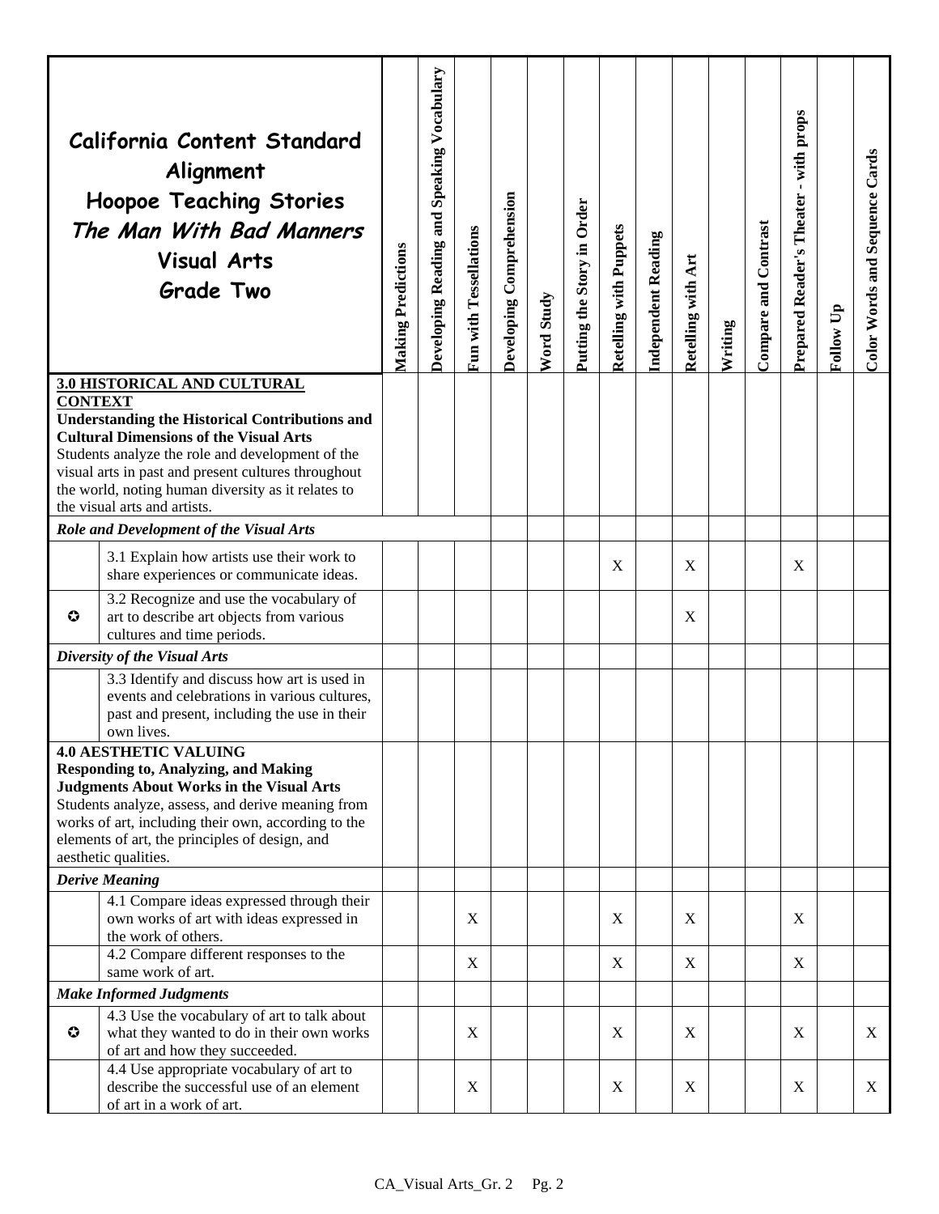| California Content Standard Alignment<br>Hoopoe Teaching Stories<br>*The Man With Bad Manners*<br>Visual Arts<br>Grade Two | | Making Predictions | Developing Reading and Speaking Vocabulary | Fun with Tessellations | Developing Comprehension | Word Study | Putting the Story in Order | Retelling with Puppets | Independent Reading | Retelling with Art | Writing | Compare and Contrast | Prepared Reader's Theater - with props | Follow Up | Color Words and Sequence Cards |
|---|---|---|---|---|---|---|---|---|---|---|---|---|---|---|---|
| **3.0 HISTORICAL AND CULTURAL CONTEXT**<br>**Understanding the Historical Contributions and Cultural Dimensions of the Visual Arts**<br>Students analyze the role and development of the visual arts in past and present cultures throughout the world, noting human diversity as it relates to the visual arts and artists. | | | | | | | | | | | | | | | |
| ***Role and Development of the Visual Arts*** | | | | | | | | | | | | | | | |
| | 3.1 Explain how artists use their work to share experiences or communicate ideas. | | | | | | | X | | X | | | X | | |
| ✪ | 3.2 Recognize and use the vocabulary of art to describe art objects from various cultures and time periods. | | | | | | | | | X | | | | | |
| ***Diversity of the Visual Arts*** | | | | | | | | | | | | | | | |
| | 3.3 Identify and discuss how art is used in events and celebrations in various cultures, past and present, including the use in their own lives. | | | | | | | | | | | | | | |
| **4.0 AESTHETIC VALUING**<br>**Responding to, Analyzing, and Making Judgments About Works in the Visual Arts**<br>Students analyze, assess, and derive meaning from works of art, including their own, according to the elements of art, the principles of design, and aesthetic qualities. | | | | | | | | | | | | | | | |
| ***Derive Meaning*** | | | | | | | | | | | | | | | |
| | 4.1 Compare ideas expressed through their own works of art with ideas expressed in the work of others. | | | X | | | | X | | X | | | X | | |
| | 4.2 Compare different responses to the same work of art. | | | X | | | | X | | X | | | X | | |
| ***Make Informed Judgments*** | | | | | | | | | | | | | | | |
| ✪ | 4.3 Use the vocabulary of art to talk about what they wanted to do in their own works of art and how they succeeded. | | | X | | | | X | | X | | | X | | X |
| | 4.4 Use appropriate vocabulary of art to describe the successful use of an element of art in a work of art. | | | X | | | | X | | X | | | X | | X |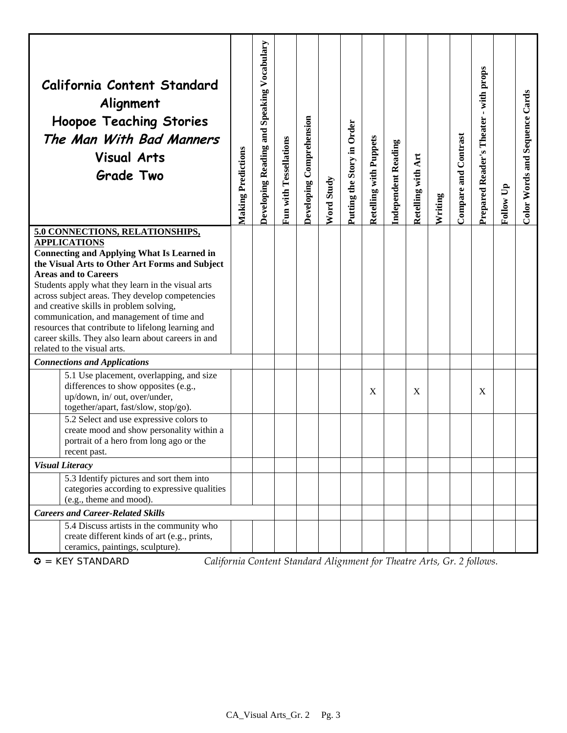| California Content Standard Alignment<br>Hoopoe Teaching Stories<br>*The Man With Bad Manners*<br>Visual Arts<br>Grade Two | Making Predictions | Developing Reading and Speaking Vocabulary | Fun with Tessellations | Developing Comprehension | Word Study | Putting the Story in Order | Retelling with Puppets | Independent Reading | Retelling with Art | Writing | Compare and Contrast | Prepared Reader's Theater - with props | Follow Up | Color Words and Sequence Cards |
|---|---|---|---|---|---|---|---|---|---|---|---|---|---|---|
| **5.0 CONNECTIONS, RELATIONSHIPS, APPLICATIONS**<br>**Connecting and Applying What Is Learned in the Visual Arts to Other Art Forms and Subject Areas and to Careers**<br>Students apply what they learn in the visual arts across subject areas. They develop competencies and creative skills in problem solving, communication, and management of time and resources that contribute to lifelong learning and career skills. They also learn about careers in and related to the visual arts. | | | | | | | | | | | | | | |
| ***Connections and Applications*** | | | | | | | | | | | | | | |
| 5.1 Use placement, overlapping, and size differences to show opposites (e.g., up/down, in/ out, over/under, together/apart, fast/slow, stop/go). | | | | | | | X | | X | | | X | | |
| 5.2 Select and use expressive colors to create mood and show personality within a portrait of a hero from long ago or the recent past. | | | | | | | | | | | | | | |
| ***Visual Literacy*** | | | | | | | | | | | | | | |
| 5.3 Identify pictures and sort them into categories according to expressive qualities (e.g., theme and mood). | | | | | | | | | | | | | | |
| ***Careers and Career-Related Skills*** | | | | | | | | | | | | | | |
| 5.4 Discuss artists in the community who create different kinds of art (e.g., prints, ceramics, paintings, sculpture). | | | | | | | | | | | | | | |

✪ = KEY STANDARD *California Content Standard Alignment for Theatre Arts, Gr. 2 follows.*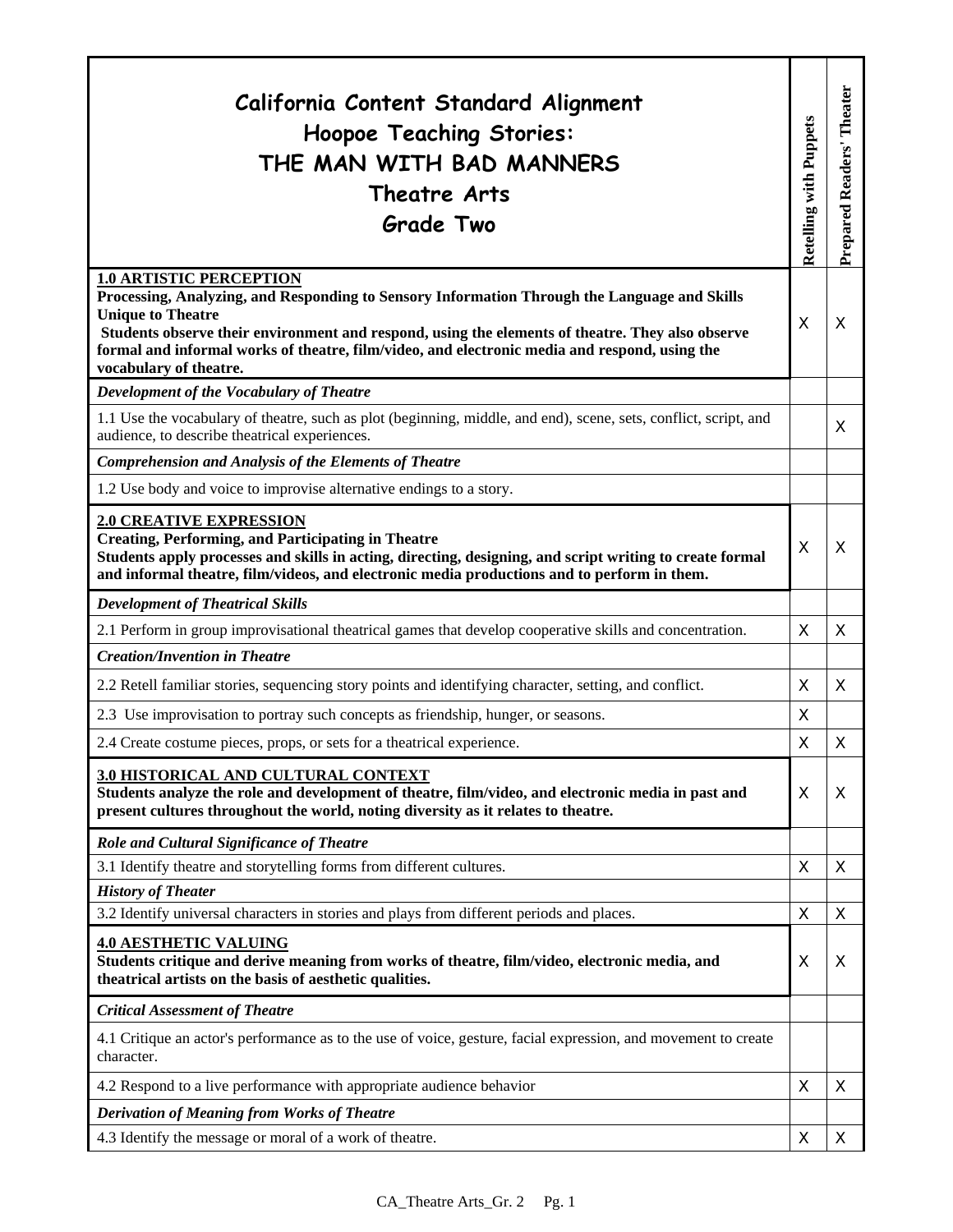| California Content Standard Alignment<br>Hoopoe Teaching Stories:<br>THE MAN WITH BAD MANNERS<br>Theatre Arts<br>Grade Two | Retelling with Puppets | Prepared Readers' Theater |
|---|---|---|
| **1.0 ARTISTIC PERCEPTION**<br>**Processing, Analyzing, and Responding to Sensory Information Through the Language and Skills Unique to Theatre**<br>**Students observe their environment and respond, using the elements of theatre. They also observe formal and informal works of theatre, film/video, and electronic media and respond, using the vocabulary of theatre.** | X | X |
| ***Development of the Vocabulary of Theatre*** | | |
| 1.1 Use the vocabulary of theatre, such as plot (beginning, middle, and end), scene, sets, conflict, script, and audience, to describe theatrical experiences. | | X |
| ***Comprehension and Analysis of the Elements of Theatre*** | | |
| 1.2 Use body and voice to improvise alternative endings to a story. | | |
| **2.0 CREATIVE EXPRESSION**<br>**Creating, Performing, and Participating in Theatre**<br>**Students apply processes and skills in acting, directing, designing, and script writing to create formal and informal theatre, film/videos, and electronic media productions and to perform in them.** | X | X |
| ***Development of Theatrical Skills*** | | |
| 2.1 Perform in group improvisational theatrical games that develop cooperative skills and concentration. | X | X |
| ***Creation/Invention in Theatre*** | | |
| 2.2 Retell familiar stories, sequencing story points and identifying character, setting, and conflict. | X | X |
| 2.3 Use improvisation to portray such concepts as friendship, hunger, or seasons. | X | |
| 2.4 Create costume pieces, props, or sets for a theatrical experience. | X | X |
| **3.0 HISTORICAL AND CULTURAL CONTEXT**<br>**Students analyze the role and development of theatre, film/video, and electronic media in past and present cultures throughout the world, noting diversity as it relates to theatre.** | X | X |
| ***Role and Cultural Significance of Theatre*** | | |
| 3.1 Identify theatre and storytelling forms from different cultures. | X | X |
| ***History of Theater*** | | |
| 3.2 Identify universal characters in stories and plays from different periods and places. | X | X |
| **4.0 AESTHETIC VALUING**<br>**Students critique and derive meaning from works of theatre, film/video, electronic media, and theatrical artists on the basis of aesthetic qualities.** | X | X |
| ***Critical Assessment of Theatre*** | | |
| 4.1 Critique an actor's performance as to the use of voice, gesture, facial expression, and movement to create character. | | |
| 4.2 Respond to a live performance with appropriate audience behavior | X | X |
| ***Derivation of Meaning from Works of Theatre*** | | |
| 4.3 Identify the message or moral of a work of theatre. | X | X |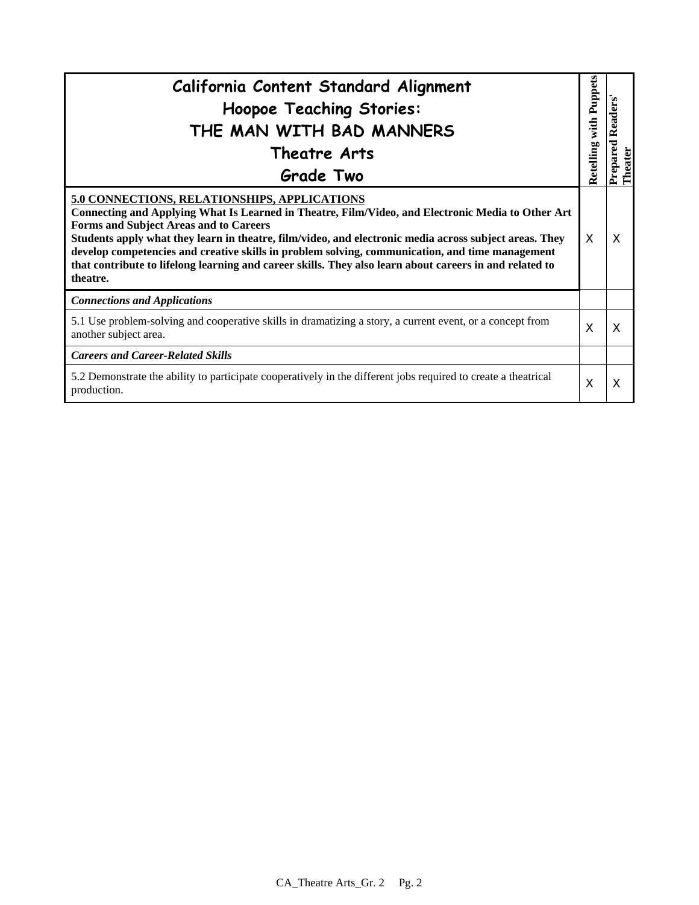| California Content Standard Alignment<br>Hoopoe Teaching Stories:<br>THE MAN WITH BAD MANNERS<br>Theatre Arts<br>Grade Two | Retelling with Puppets | Prepared Readers' Theater |
|---|---|---|
| **<u>5.0 CONNECTIONS, RELATIONSHIPS, APPLICATIONS</u>**<br>**Connecting and Applying What Is Learned in Theatre, Film/Video, and Electronic Media to Other Art Forms and Subject Areas and to Careers**<br>**Students apply what they learn in theatre, film/video, and electronic media across subject areas. They develop competencies and creative skills in problem solving, communication, and time management that contribute to lifelong learning and career skills. They also learn about careers in and related to theatre.** | X | X |
| ***Connections and Applications*** | | |
| 5.1 Use problem-solving and cooperative skills in dramatizing a story, a current event, or a concept from another subject area. | X | X |
| ***Careers and Career-Related Skills*** | | |
| 5.2 Demonstrate the ability to participate cooperatively in the different jobs required to create a theatrical production. | X | X |